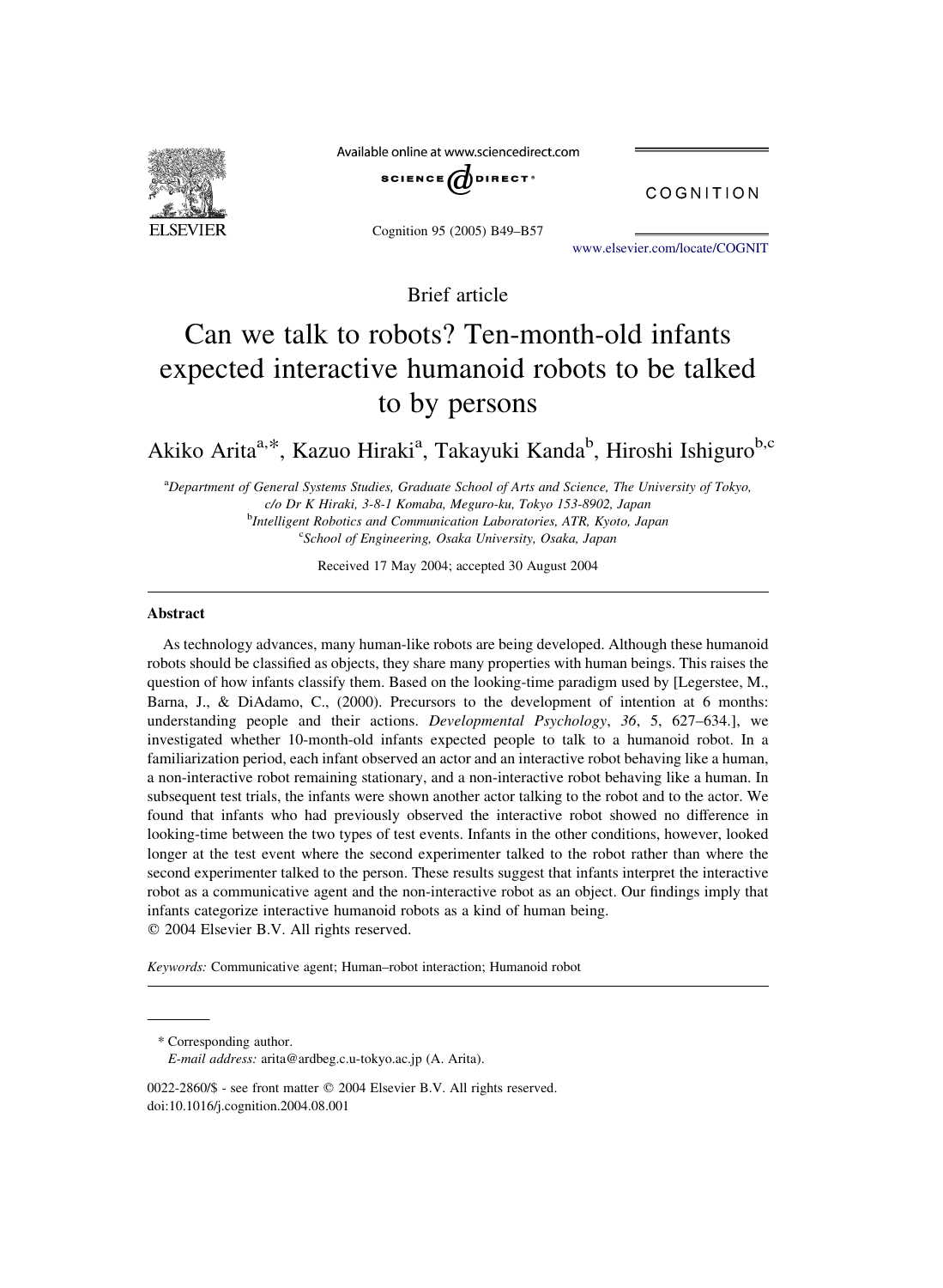Brief article

# Can we talk to robots? Ten-month-old infants expected interactive humanoid robots to be talked to by persons

Akiko Arita[a,*], Kazuo Hiraki[a], Takayuki Kanda[b], Hiroshi Ishiguro[b,c]

[a]*Department of General Systems Studies, Graduate School of Arts and Science, The University of Tokyo, c/o Dr K Hiraki, 3-8-1 Komaba, Meguro-ku, Tokyo 153-8902, Japan*

[b]*Intelligent Robotics and Communication Laboratories, ATR, Kyoto, Japan*

[c]*School of Engineering, Osaka University, Osaka, Japan*

Received 17 May 2004; accepted 30 August 2004

## Abstract

As technology advances, many human-like robots are being developed. Although these humanoid robots should be classified as objects, they share many properties with human beings. This raises the question of how infants classify them. Based on the looking-time paradigm used by [Legerstee, M., Barna, J., & DiAdamo, C., (2000). Precursors to the development of intention at 6 months: understanding people and their actions. *Developmental Psychology*, *36*, 5, 627–634.], we investigated whether 10-month-old infants expected people to talk to a humanoid robot. In a familiarization period, each infant observed an actor and an interactive robot behaving like a human, a non-interactive robot remaining stationary, and a non-interactive robot behaving like a human. In subsequent test trials, the infants were shown another actor talking to the robot and to the actor. We found that infants who had previously observed the interactive robot showed no difference in looking-time between the two types of test events. Infants in the other conditions, however, looked longer at the test event where the second experimenter talked to the robot rather than where the second experimenter talked to the person. These results suggest that infants interpret the interactive robot as a communicative agent and the non-interactive robot as an object. Our findings imply that infants categorize interactive humanoid robots as a kind of human being.

© 2004 Elsevier B.V. All rights reserved.

*Keywords:* Communicative agent; Human–robot interaction; Humanoid robot

---

\* Corresponding author.
*E-mail address:* arita@ardbeg.c.u-tokyo.ac.jp (A. Arita).

0022-2860/$ - see front matter © 2004 Elsevier B.V. All rights reserved.
doi:10.1016/j.cognition.2004.08.001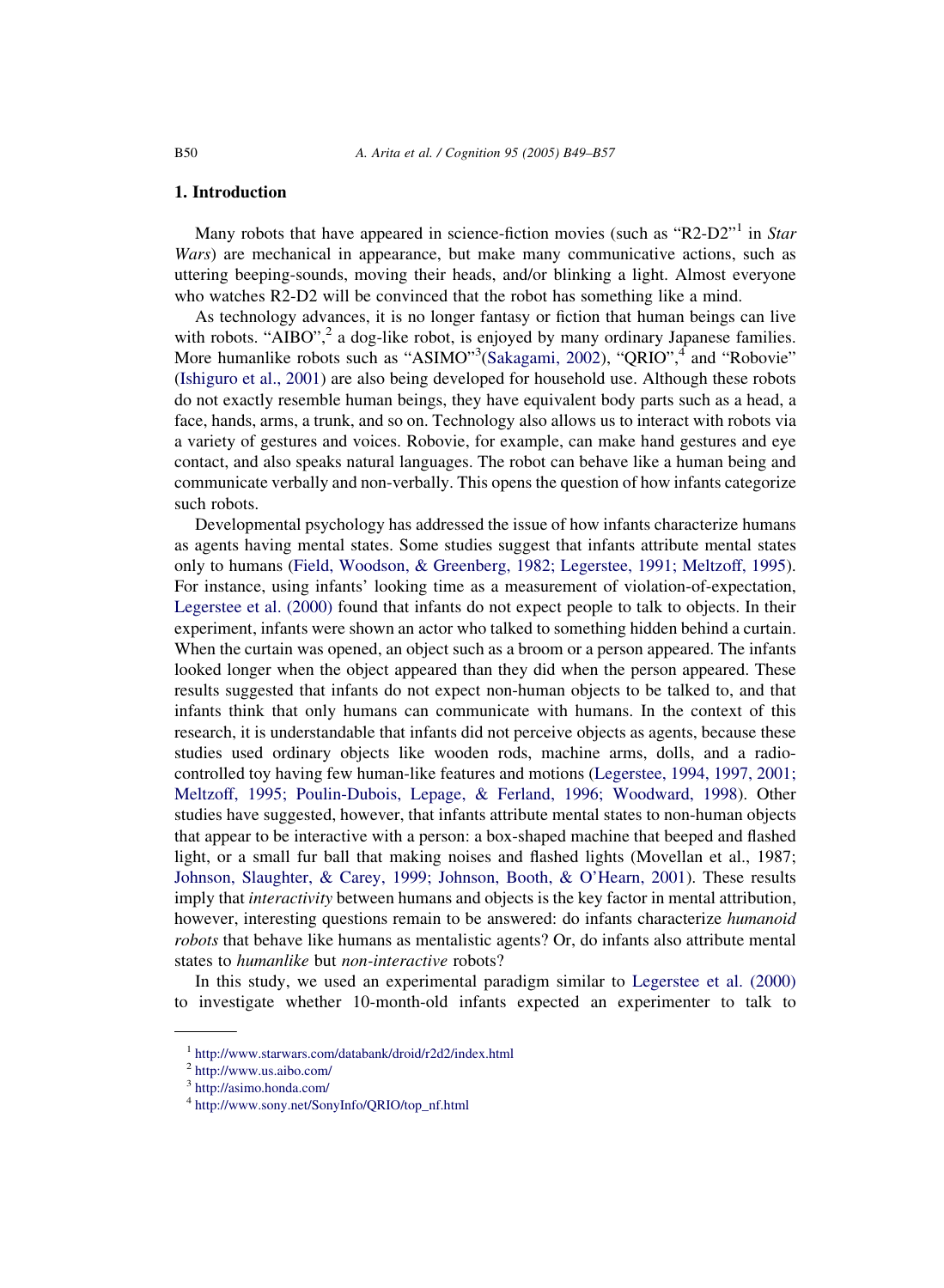## 1. Introduction

Many robots that have appeared in science-fiction movies (such as "R2-D2"[1] in *Star Wars*) are mechanical in appearance, but make many communicative actions, such as uttering beeping-sounds, moving their heads, and/or blinking a light. Almost everyone who watches R2-D2 will be convinced that the robot has something like a mind.

As technology advances, it is no longer fantasy or fiction that human beings can live with robots. "AIBO",[2] a dog-like robot, is enjoyed by many ordinary Japanese families. More humanlike robots such as "ASIMO"[3](Sakagami, 2002), "QRIO",[4] and "Robovie" (Ishiguro et al., 2001) are also being developed for household use. Although these robots do not exactly resemble human beings, they have equivalent body parts such as a head, a face, hands, arms, a trunk, and so on. Technology also allows us to interact with robots via a variety of gestures and voices. Robovie, for example, can make hand gestures and eye contact, and also speaks natural languages. The robot can behave like a human being and communicate verbally and non-verbally. This opens the question of how infants categorize such robots.

Developmental psychology has addressed the issue of how infants characterize humans as agents having mental states. Some studies suggest that infants attribute mental states only to humans (Field, Woodson, & Greenberg, 1982; Legerstee, 1991; Meltzoff, 1995). For instance, using infants' looking time as a measurement of violation-of-expectation, Legerstee et al. (2000) found that infants do not expect people to talk to objects. In their experiment, infants were shown an actor who talked to something hidden behind a curtain. When the curtain was opened, an object such as a broom or a person appeared. The infants looked longer when the object appeared than they did when the person appeared. These results suggested that infants do not expect non-human objects to be talked to, and that infants think that only humans can communicate with humans. In the context of this research, it is understandable that infants did not perceive objects as agents, because these studies used ordinary objects like wooden rods, machine arms, dolls, and a radio-controlled toy having few human-like features and motions (Legerstee, 1994, 1997, 2001; Meltzoff, 1995; Poulin-Dubois, Lepage, & Ferland, 1996; Woodward, 1998). Other studies have suggested, however, that infants attribute mental states to non-human objects that appear to be interactive with a person: a box-shaped machine that beeped and flashed light, or a small fur ball that making noises and flashed lights (Movellan et al., 1987; Johnson, Slaughter, & Carey, 1999; Johnson, Booth, & O'Hearn, 2001). These results imply that *interactivity* between humans and objects is the key factor in mental attribution, however, interesting questions remain to be answered: do infants characterize *humanoid robots* that behave like humans as mentalistic agents? Or, do infants also attribute mental states to *humanlike* but *non-interactive* robots?

In this study, we used an experimental paradigm similar to Legerstee et al. (2000) to investigate whether 10-month-old infants expected an experimenter to talk to

---

[1] http://www.starwars.com/databank/droid/r2d2/index.html

[2] http://www.us.aibo.com/

[3] http://asimo.honda.com/

[4] http://www.sony.net/SonyInfo/QRIO/top_nf.html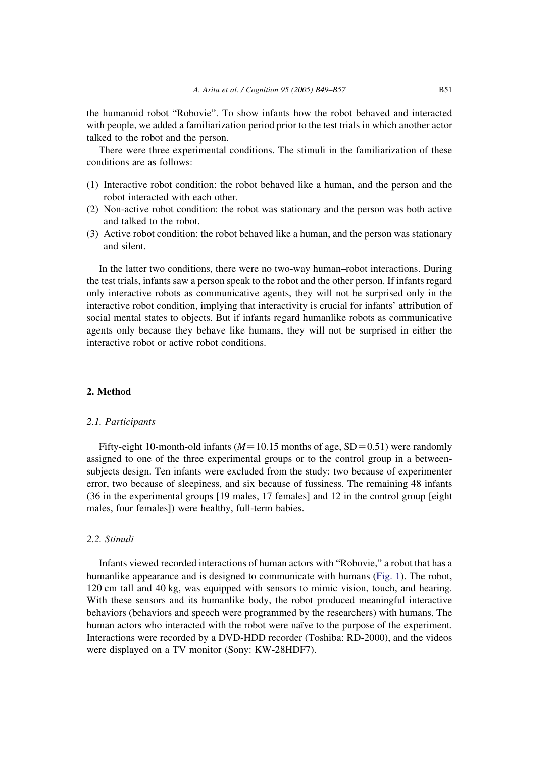the humanoid robot "Robovie". To show infants how the robot behaved and interacted with people, we added a familiarization period prior to the test trials in which another actor talked to the robot and the person.

There were three experimental conditions. The stimuli in the familiarization of these conditions are as follows:

(1) Interactive robot condition: the robot behaved like a human, and the person and the robot interacted with each other.
(2) Non-active robot condition: the robot was stationary and the person was both active and talked to the robot.
(3) Active robot condition: the robot behaved like a human, and the person was stationary and silent.

In the latter two conditions, there were no two-way human–robot interactions. During the test trials, infants saw a person speak to the robot and the other person. If infants regard only interactive robots as communicative agents, they will not be surprised only in the interactive robot condition, implying that interactivity is crucial for infants' attribution of social mental states to objects. But if infants regard humanlike robots as communicative agents only because they behave like humans, they will not be surprised in either the interactive robot or active robot conditions.

## 2. Method

### 2.1. Participants

Fifty-eight 10-month-old infants ($M=10.15$ months of age, $SD=0.51$) were randomly assigned to one of the three experimental groups or to the control group in a between-subjects design. Ten infants were excluded from the study: two because of experimenter error, two because of sleepiness, and six because of fussiness. The remaining 48 infants (36 in the experimental groups [19 males, 17 females] and 12 in the control group [eight males, four females]) were healthy, full-term babies.

### 2.2. Stimuli

Infants viewed recorded interactions of human actors with "Robovie," a robot that has a humanlike appearance and is designed to communicate with humans (Fig. 1). The robot, 120 cm tall and 40 kg, was equipped with sensors to mimic vision, touch, and hearing. With these sensors and its humanlike body, the robot produced meaningful interactive behaviors (behaviors and speech were programmed by the researchers) with humans. The human actors who interacted with the robot were naïve to the purpose of the experiment. Interactions were recorded by a DVD-HDD recorder (Toshiba: RD-2000), and the videos were displayed on a TV monitor (Sony: KW-28HDF7).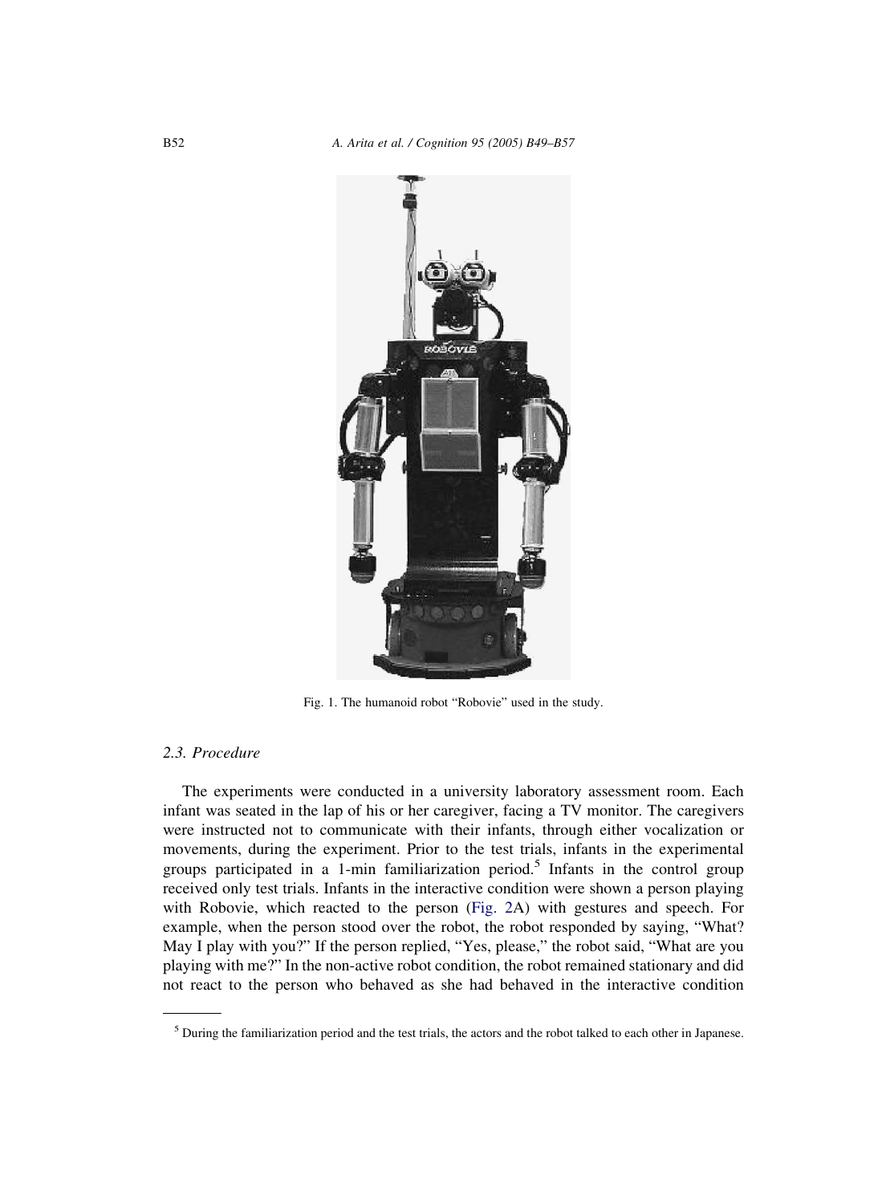Fig. 1. The humanoid robot "Robovie" used in the study.

### 2.3. Procedure

The experiments were conducted in a university laboratory assessment room. Each infant was seated in the lap of his or her caregiver, facing a TV monitor. The caregivers were instructed not to communicate with their infants, through either vocalization or movements, during the experiment. Prior to the test trials, infants in the experimental groups participated in a 1-min familiarization period.[5] Infants in the control group received only test trials. Infants in the interactive condition were shown a person playing with Robovie, which reacted to the person (Fig. 2A) with gestures and speech. For example, when the person stood over the robot, the robot responded by saying, "What? May I play with you?" If the person replied, "Yes, please," the robot said, "What are you playing with me?" In the non-active robot condition, the robot remained stationary and did not react to the person who behaved as she had behaved in the interactive condition

[5] During the familiarization period and the test trials, the actors and the robot talked to each other in Japanese.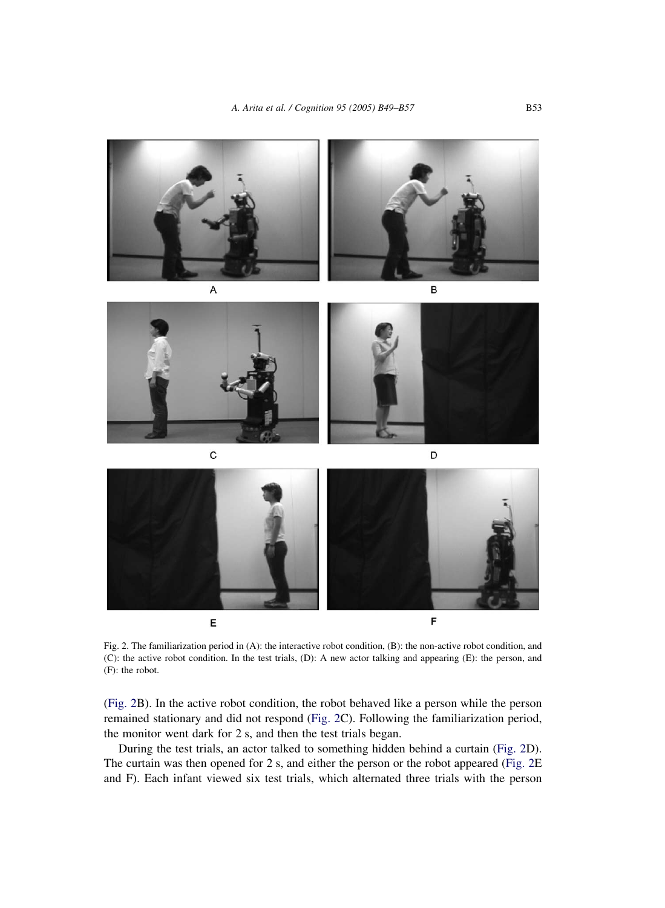Fig. 2. The familiarization period in (A): the interactive robot condition, (B): the non-active robot condition, and (C): the active robot condition. In the test trials, (D): A new actor talking and appearing (E): the person, and (F): the robot.

(Fig. 2B). In the active robot condition, the robot behaved like a person while the person remained stationary and did not respond (Fig. 2C). Following the familiarization period, the monitor went dark for 2 s, and then the test trials began.

During the test trials, an actor talked to something hidden behind a curtain (Fig. 2D). The curtain was then opened for 2 s, and either the person or the robot appeared (Fig. 2E and F). Each infant viewed six test trials, which alternated three trials with the person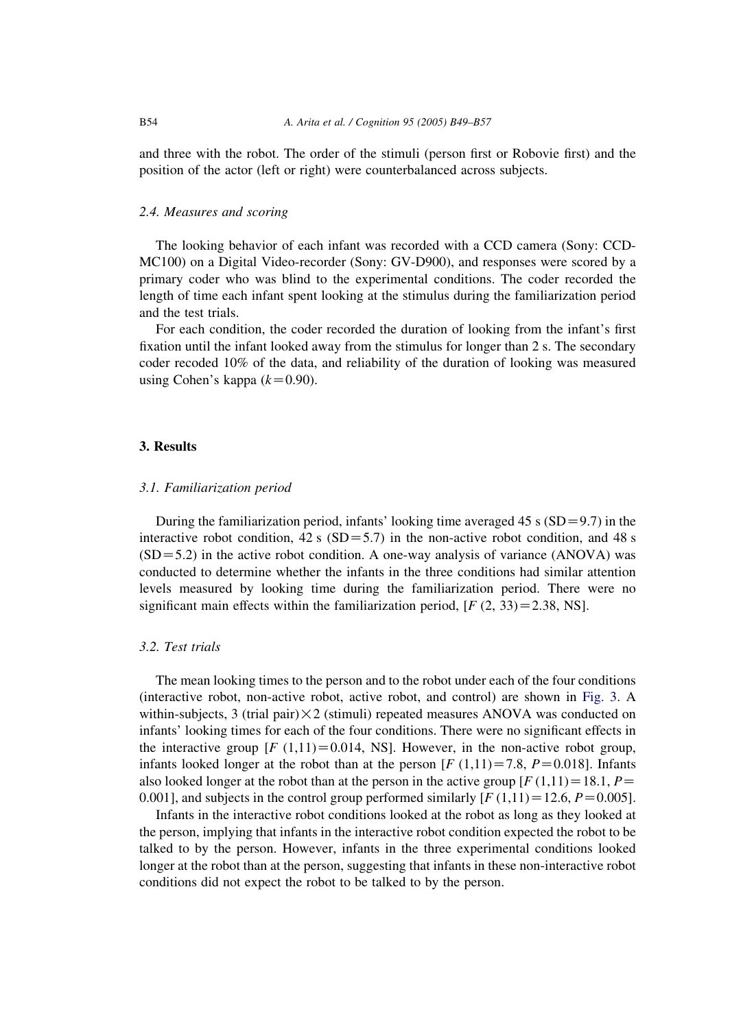and three with the robot. The order of the stimuli (person first or Robovie first) and the position of the actor (left or right) were counterbalanced across subjects.

### 2.4. Measures and scoring

The looking behavior of each infant was recorded with a CCD camera (Sony: CCD-MC100) on a Digital Video-recorder (Sony: GV-D900), and responses were scored by a primary coder who was blind to the experimental conditions. The coder recorded the length of time each infant spent looking at the stimulus during the familiarization period and the test trials.

For each condition, the coder recorded the duration of looking from the infant's first fixation until the infant looked away from the stimulus for longer than 2 s. The secondary coder recoded 10% of the data, and reliability of the duration of looking was measured using Cohen's kappa ($k=0.90$).

## 3. Results

### 3.1. Familiarization period

During the familiarization period, infants' looking time averaged 45 s (SD = 9.7) in the interactive robot condition, 42 s (SD = 5.7) in the non-active robot condition, and 48 s (SD = 5.2) in the active robot condition. A one-way analysis of variance (ANOVA) was conducted to determine whether the infants in the three conditions had similar attention levels measured by looking time during the familiarization period. There were no significant main effects within the familiarization period, [$F\ (2, 33)=2.38$, NS].

### 3.2. Test trials

The mean looking times to the person and to the robot under each of the four conditions (interactive robot, non-active robot, active robot, and control) are shown in Fig. 3. A within-subjects, 3 (trial pair) $\times$ 2 (stimuli) repeated measures ANOVA was conducted on infants' looking times for each of the four conditions. There were no significant effects in the interactive group [$F\ (1,11)=0.014$, NS]. However, in the non-active robot group, infants looked longer at the robot than at the person [$F\ (1,11)=7.8$, $P=0.018$]. Infants also looked longer at the robot than at the person in the active group [$F\ (1,11)=18.1$, $P=0.001$], and subjects in the control group performed similarly [$F\ (1,11)=12.6$, $P=0.005$].

Infants in the interactive robot conditions looked at the robot as long as they looked at the person, implying that infants in the interactive robot condition expected the robot to be talked to by the person. However, infants in the three experimental conditions looked longer at the robot than at the person, suggesting that infants in these non-interactive robot conditions did not expect the robot to be talked to by the person.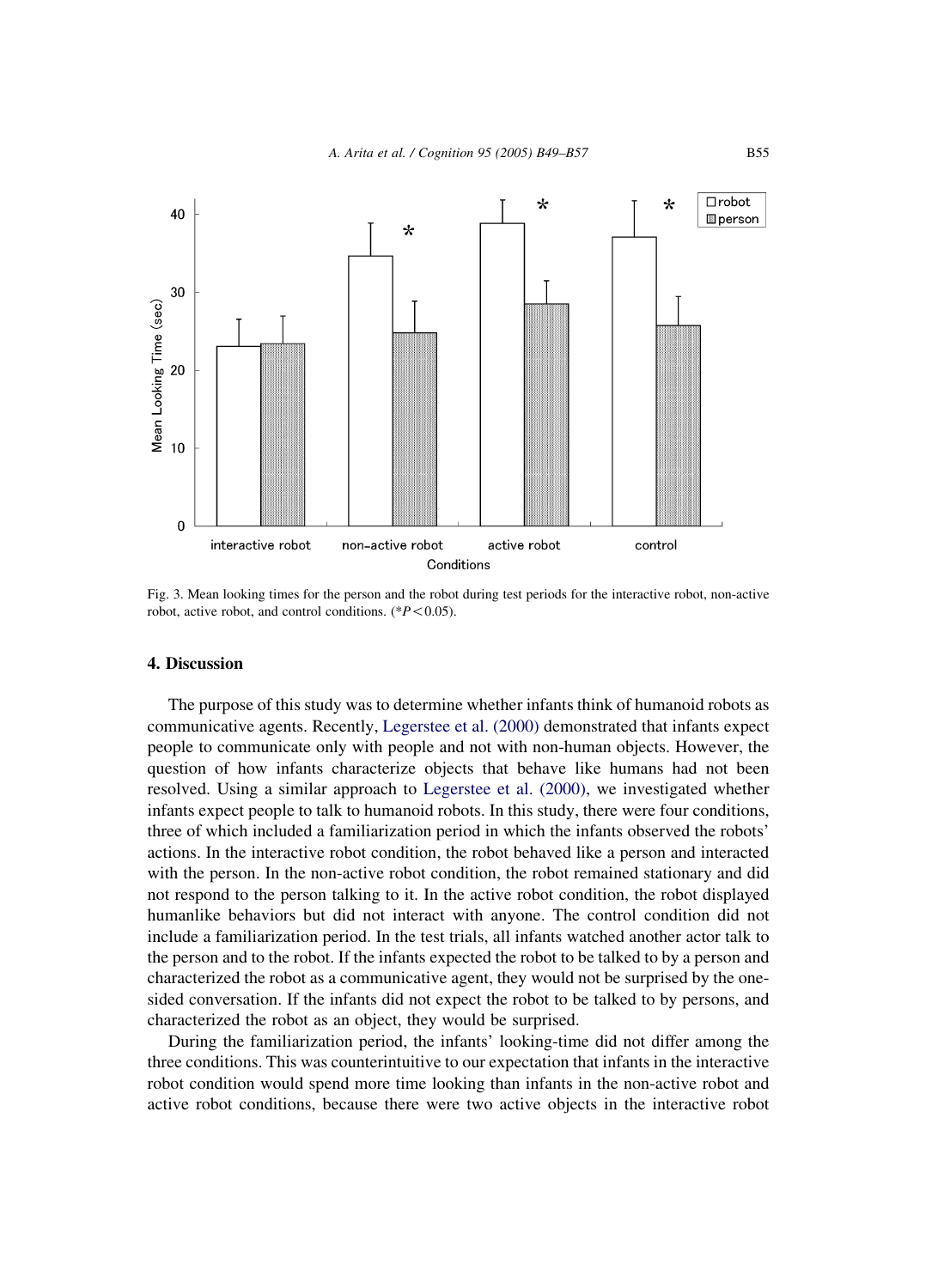Fig. 3. Mean looking times for the person and the robot during test periods for the interactive robot, non-active robot, active robot, and control conditions. ($*P<0.05$).

## 4. Discussion

The purpose of this study was to determine whether infants think of humanoid robots as communicative agents. Recently, Legerstee et al. (2000) demonstrated that infants expect people to communicate only with people and not with non-human objects. However, the question of how infants characterize objects that behave like humans had not been resolved. Using a similar approach to Legerstee et al. (2000), we investigated whether infants expect people to talk to humanoid robots. In this study, there were four conditions, three of which included a familiarization period in which the infants observed the robots' actions. In the interactive robot condition, the robot behaved like a person and interacted with the person. In the non-active robot condition, the robot remained stationary and did not respond to the person talking to it. In the active robot condition, the robot displayed humanlike behaviors but did not interact with anyone. The control condition did not include a familiarization period. In the test trials, all infants watched another actor talk to the person and to the robot. If the infants expected the robot to be talked to by a person and characterized the robot as a communicative agent, they would not be surprised by the one-sided conversation. If the infants did not expect the robot to be talked to by persons, and characterized the robot as an object, they would be surprised.

During the familiarization period, the infants' looking-time did not differ among the three conditions. This was counterintuitive to our expectation that infants in the interactive robot condition would spend more time looking than infants in the non-active robot and active robot conditions, because there were two active objects in the interactive robot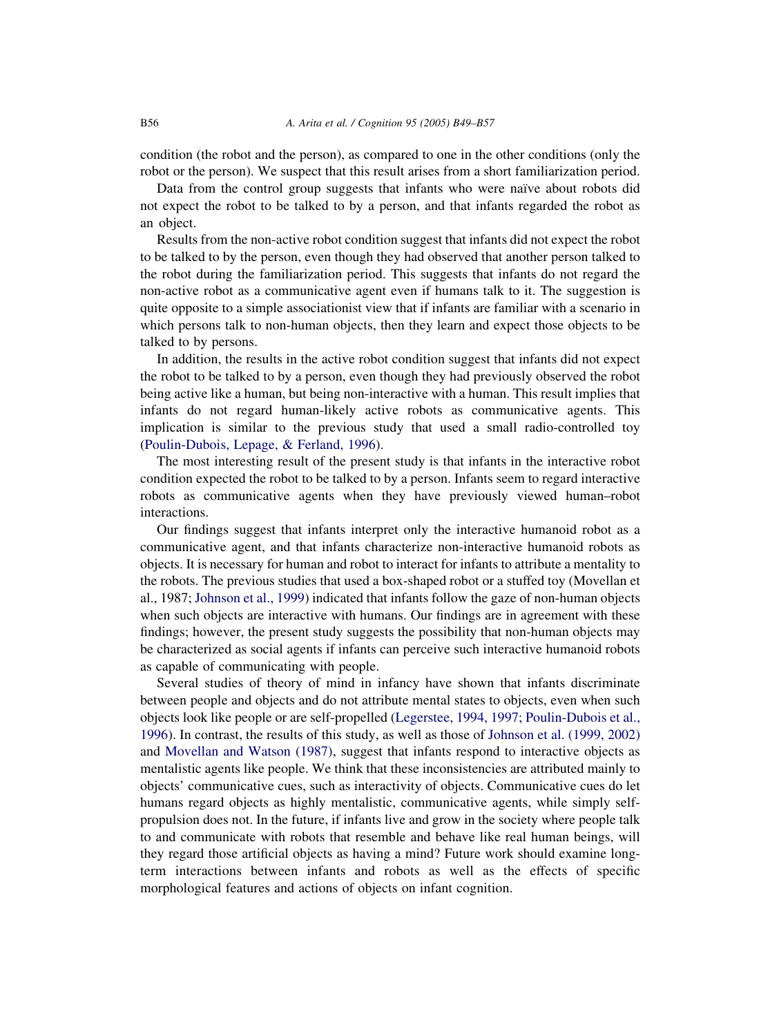condition (the robot and the person), as compared to one in the other conditions (only the robot or the person). We suspect that this result arises from a short familiarization period.

Data from the control group suggests that infants who were naïve about robots did not expect the robot to be talked to by a person, and that infants regarded the robot as an object.

Results from the non-active robot condition suggest that infants did not expect the robot to be talked to by the person, even though they had observed that another person talked to the robot during the familiarization period. This suggests that infants do not regard the non-active robot as a communicative agent even if humans talk to it. The suggestion is quite opposite to a simple associationist view that if infants are familiar with a scenario in which persons talk to non-human objects, then they learn and expect those objects to be talked to by persons.

In addition, the results in the active robot condition suggest that infants did not expect the robot to be talked to by a person, even though they had previously observed the robot being active like a human, but being non-interactive with a human. This result implies that infants do not regard human-likely active robots as communicative agents. This implication is similar to the previous study that used a small radio-controlled toy (Poulin-Dubois, Lepage, & Ferland, 1996).

The most interesting result of the present study is that infants in the interactive robot condition expected the robot to be talked to by a person. Infants seem to regard interactive robots as communicative agents when they have previously viewed human–robot interactions.

Our findings suggest that infants interpret only the interactive humanoid robot as a communicative agent, and that infants characterize non-interactive humanoid robots as objects. It is necessary for human and robot to interact for infants to attribute a mentality to the robots. The previous studies that used a box-shaped robot or a stuffed toy (Movellan et al., 1987; Johnson et al., 1999) indicated that infants follow the gaze of non-human objects when such objects are interactive with humans. Our findings are in agreement with these findings; however, the present study suggests the possibility that non-human objects may be characterized as social agents if infants can perceive such interactive humanoid robots as capable of communicating with people.

Several studies of theory of mind in infancy have shown that infants discriminate between people and objects and do not attribute mental states to objects, even when such objects look like people or are self-propelled (Legerstee, 1994, 1997; Poulin-Dubois et al., 1996). In contrast, the results of this study, as well as those of Johnson et al. (1999, 2002) and Movellan and Watson (1987), suggest that infants respond to interactive objects as mentalistic agents like people. We think that these inconsistencies are attributed mainly to objects' communicative cues, such as interactivity of objects. Communicative cues do let humans regard objects as highly mentalistic, communicative agents, while simply self-propulsion does not. In the future, if infants live and grow in the society where people talk to and communicate with robots that resemble and behave like real human beings, will they regard those artificial objects as having a mind? Future work should examine long-term interactions between infants and robots as well as the effects of specific morphological features and actions of objects on infant cognition.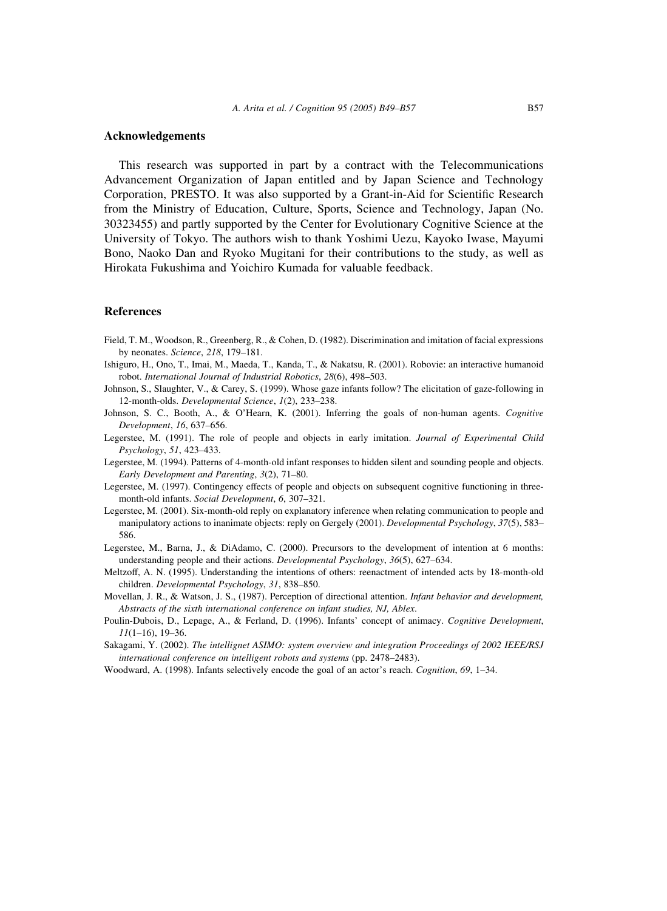## Acknowledgements

This research was supported in part by a contract with the Telecommunications Advancement Organization of Japan entitled and by Japan Science and Technology Corporation, PRESTO. It was also supported by a Grant-in-Aid for Scientific Research from the Ministry of Education, Culture, Sports, Science and Technology, Japan (No. 30323455) and partly supported by the Center for Evolutionary Cognitive Science at the University of Tokyo. The authors wish to thank Yoshimi Uezu, Kayoko Iwase, Mayumi Bono, Naoko Dan and Ryoko Mugitani for their contributions to the study, as well as Hirokata Fukushima and Yoichiro Kumada for valuable feedback.

## References

Field, T. M., Woodson, R., Greenberg, R., & Cohen, D. (1982). Discrimination and imitation of facial expressions by neonates. *Science*, *218*, 179–181.

Ishiguro, H., Ono, T., Imai, M., Maeda, T., Kanda, T., & Nakatsu, R. (2001). Robovie: an interactive humanoid robot. *International Journal of Industrial Robotics*, *28*(6), 498–503.

Johnson, S., Slaughter, V., & Carey, S. (1999). Whose gaze infants follow? The elicitation of gaze-following in 12-month-olds. *Developmental Science*, *1*(2), 233–238.

Johnson, S. C., Booth, A., & O'Hearn, K. (2001). Inferring the goals of non-human agents. *Cognitive Development*, *16*, 637–656.

Legerstee, M. (1991). The role of people and objects in early imitation. *Journal of Experimental Child Psychology*, *51*, 423–433.

Legerstee, M. (1994). Patterns of 4-month-old infant responses to hidden silent and sounding people and objects. *Early Development and Parenting*, *3*(2), 71–80.

Legerstee, M. (1997). Contingency effects of people and objects on subsequent cognitive functioning in three-month-old infants. *Social Development*, *6*, 307–321.

Legerstee, M. (2001). Six-month-old reply on explanatory inference when relating communication to people and manipulatory actions to inanimate objects: reply on Gergely (2001). *Developmental Psychology*, *37*(5), 583–586.

Legerstee, M., Barna, J., & DiAdamo, C. (2000). Precursors to the development of intention at 6 months: understanding people and their actions. *Developmental Psychology*, *36*(5), 627–634.

Meltzoff, A. N. (1995). Understanding the intentions of others: reenactment of intended acts by 18-month-old children. *Developmental Psychology*, *31*, 838–850.

Movellan, J. R., & Watson, J. S., (1987). Perception of directional attention. *Infant behavior and development, Abstracts of the sixth international conference on infant studies, NJ, Ablex*.

Poulin-Dubois, D., Lepage, A., & Ferland, D. (1996). Infants' concept of animacy. *Cognitive Development*, *11*(1–16), 19–36.

Sakagami, Y. (2002). *The intellignet ASIMO: system overview and integration Proceedings of 2002 IEEE/RSJ international conference on intelligent robots and systems* (pp. 2478–2483).

Woodward, A. (1998). Infants selectively encode the goal of an actor's reach. *Cognition*, *69*, 1–34.